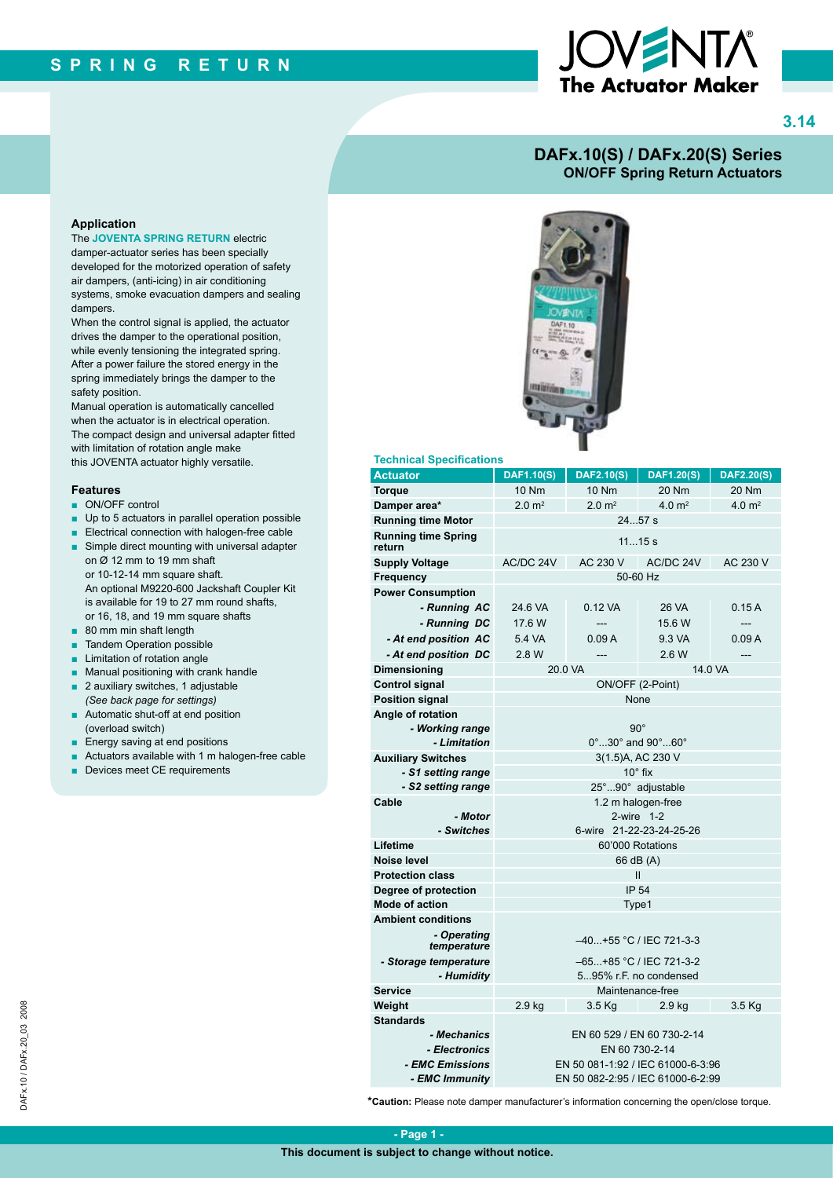# DAFx.10(S) / DAFx.20(S) Series

## ON/OFF Spring Return Actuators

### Application

The **JOVENTA SPRING RETURN** electric damper-actuator series has been specially developed for the motorized operation of safety air dampers, (anti-icing) in air conditioning systems, smoke evacuation dampers and sealing dampers.

When the control signal is applied, the actuator drives the damper to the operational position, while evenly tensioning the integrated spring. After a power failure the stored energy in the spring immediately brings the damper to the safety position.

Manual operation is automatically cancelled when the actuator is in electrical operation.

The compact design and universal adapter fitted with limitation of rotation angle make this JOVENTA actuator highly versatile.

### Features

- ON/OFF control
- Up to 5 actuators in parallel operation possible
- Electrical connection with halogen-free cable
- Simple direct mounting with universal adapter on Ø 12 mm to 19 mm shaft or 10-12-14 mm square shaft. An optional M9220-600 Jackshaft Coupler Kit is available for 19 to 27 mm round shafts, or 16, 18, and 19 mm square shafts
- 80 mm min shaft length
- Tandem Operation possible
- Limitation of rotation angle
- Manual positioning with crank handle
- 2 auxiliary switches, 1 adjustable *(See back page for settings)*
- Automatic shut-off at end position (overload switch)
- Energy saving at end positions
- Actuators available with 1 m halogen-free cable
- Devices meet CE requirements

### Technical Specifications

| Actuator | DAF1.10(S) | DAF2.10(S) | DAF1.20(S) | DAF2.20(S) |
|---|---|---|---|---|
| **Torque** | 10 Nm | 10 Nm | 20 Nm | 20 Nm |
| **Damper area*** | 2.0 m² | 2.0 m² | 4.0 m² | 4.0 m² |
| **Running time Motor** | 24...57 s | | | |
| **Running time Spring return** | 11...15 s | | | |
| **Supply Voltage** | AC/DC 24V | AC 230 V | AC/DC 24V | AC 230 V |
| **Frequency** | 50-60 Hz | | | |
| **Power Consumption** | | | | |
| *- Running AC* | 24.6 VA | 0.12 VA | 26 VA | 0.15 A |
| *- Running DC* | 17.6 W | --- | 15.6 W | --- |
| *- At end position AC* | 5.4 VA | 0.09 A | 9.3 VA | 0.09 A |
| *- At end position DC* | 2.8 W | --- | 2.6 W | --- |
| **Dimensioning** | 20.0 VA | | 14.0 VA | |
| **Control signal** | ON/OFF (2-Point) | | | |
| **Position signal** | None | | | |
| **Angle of rotation** | | | | |
| *- Working range* | 90° | | | |
| *- Limitation* | 0°...30° and 90°...60° | | | |
| **Auxiliary Switches** | 3(1.5)A, AC 230 V | | | |
| *- S1 setting range* | 10° fix | | | |
| *- S2 setting range* | 25°...90° adjustable | | | |
| **Cable** | 1.2 m halogen-free | | | |
| *- Motor* | 2-wire 1-2 | | | |
| *- Switches* | 6-wire 21-22-23-24-25-26 | | | |
| **Lifetime** | 60'000 Rotations | | | |
| **Noise level** | 66 dB (A) | | | |
| **Protection class** | II | | | |
| **Degree of protection** | IP 54 | | | |
| **Mode of action** | Type1 | | | |
| **Ambient conditions** | | | | |
| *- Operating temperature* | –40...+55 °C / IEC 721-3-3 | | | |
| *- Storage temperature* | –65...+85 °C / IEC 721-3-2 | | | |
| *- Humidity* | 5...95% r.F. no condensed | | | |
| **Service** | Maintenance-free | | | |
| **Weight** | 2.9 kg | 3.5 Kg | 2.9 kg | 3.5 Kg |
| **Standards** | | | | |
| *- Mechanics* | EN 60 529 / EN 60 730-2-14 | | | |
| *- Electronics* | EN 60 730-2-14 | | | |
| *- EMC Emissions* | EN 50 081-1:92 / IEC 61000-6-3:96 | | | |
| *- EMC Immunity* | EN 50 082-2:95 / IEC 61000-6-2:99 | | | |

***Caution:** Please note damper manufacturer's information concerning the open/close torque.

This document is subject to change without notice.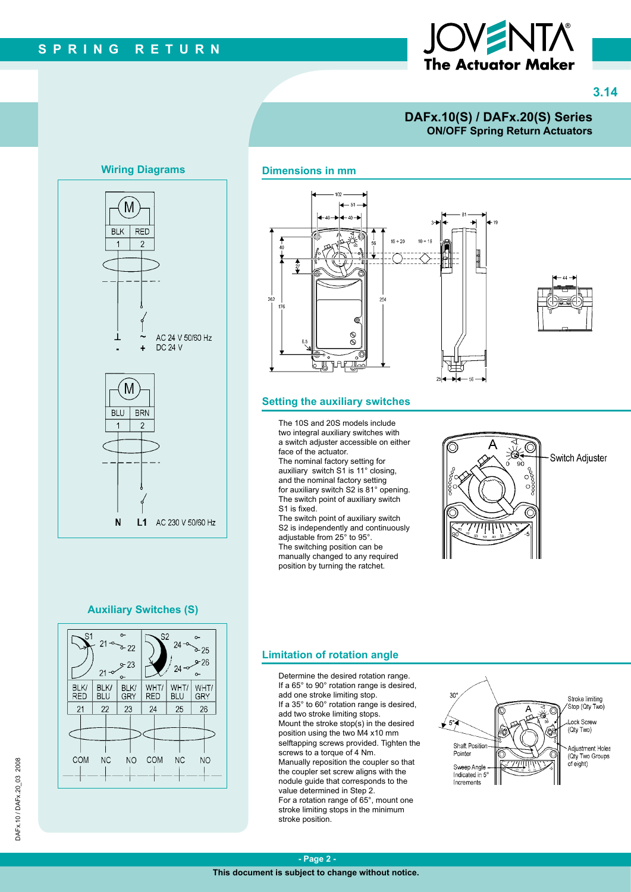# DAFx.10(S) / DAFx.20(S) Series

**ON/OFF Spring Return Actuators**

## Wiring Diagrams

| M | |
|---|---|
| BLK | RED |
| 1 | 2 |
| ⊥ - | ~ + |

AC 24 V 50/60 Hz
DC 24 V

| M | |
|---|---|
| BLU | BRN |
| 1 | 2 |
| N | L1 |

AC 230 V 50/60 Hz

## Auxiliary Switches (S)

| S1 | | | S2 | | |
|---|---|---|---|---|---|
| BLK/RED | BLK/BLU | BLK/GRY | WHT/RED | WHT/BLU | WHT/GRY |
| 21 | 22 | 23 | 24 | 25 | 26 |
| COM | NC | NO | COM | NC | NO |

## Dimensions in mm

## Setting the auxiliary switches

The 10S and 20S models include two integral auxiliary switches with a switch adjuster accessible on either face of the actuator.
The nominal factory setting for auxiliary switch S1 is 11° closing, and the nominal factory setting for auxiliary switch S2 is 81° opening.
The switch point of auxiliary switch S1 is fixed.
The switch point of auxiliary switch S2 is independently and continuously adjustable from 25° to 95°.
The switching position can be manually changed to any required position by turning the ratchet.

Switch Adjuster

## Limitation of rotation angle

Determine the desired rotation range.
If a 65° to 90° rotation range is desired, add one stroke limiting stop.
If a 35° to 60° rotation range is desired, add two stroke limiting stops.
Mount the stroke stop(s) in the desired position using the two M4 x10 mm selftapping screws provided. Tighten the screws to a torque of 4 Nm.
Manually reposition the coupler so that the coupler set screw aligns with the nodule guide that corresponds to the value determined in Step 2.
For a rotation range of 65°, mount one stroke limiting stops in the minimum stroke position.

Stroke limiting Stop (Qty Two)
Lock Screw (Qty Two)
Adjustment Holes (Qty Two Groups of eight)
Shaft Position Pointer
Sweep Angle Indicated in 5° Increments

DAFx.10 / DAFx.20_03 2008

This document is subject to change without notice.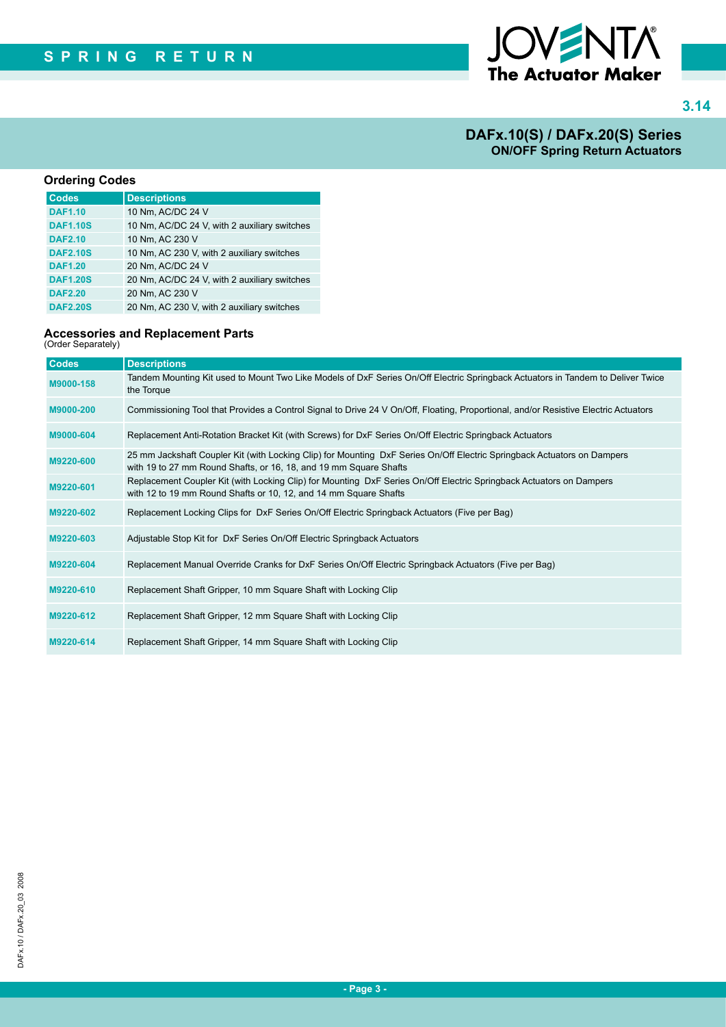# DAFx.10(S) / DAFx.20(S) Series
## ON/OFF Spring Return Actuators

### Ordering Codes

| Codes | Descriptions |
|---|---|
| **DAF1.10** | 10 Nm, AC/DC 24 V |
| **DAF1.10S** | 10 Nm, AC/DC 24 V, with 2 auxiliary switches |
| **DAF2.10** | 10 Nm, AC 230 V |
| **DAF2.10S** | 10 Nm, AC 230 V, with 2 auxiliary switches |
| **DAF1.20** | 20 Nm, AC/DC 24 V |
| **DAF1.20S** | 20 Nm, AC/DC 24 V, with 2 auxiliary switches |
| **DAF2.20** | 20 Nm, AC 230 V |
| **DAF2.20S** | 20 Nm, AC 230 V, with 2 auxiliary switches |

### Accessories and Replacement Parts

(Order Separately)

| Codes | Descriptions |
|---|---|
| **M9000-158** | Tandem Mounting Kit used to Mount Two Like Models of DxF Series On/Off Electric Springback Actuators in Tandem to Deliver Twice the Torque |
| **M9000-200** | Commissioning Tool that Provides a Control Signal to Drive 24 V On/Off, Floating, Proportional, and/or Resistive Electric Actuators |
| **M9000-604** | Replacement Anti-Rotation Bracket Kit (with Screws) for DxF Series On/Off Electric Springback Actuators |
| **M9220-600** | 25 mm Jackshaft Coupler Kit (with Locking Clip) for Mounting DxF Series On/Off Electric Springback Actuators on Dampers with 19 to 27 mm Round Shafts, or 16, 18, and 19 mm Square Shafts |
| **M9220-601** | Replacement Coupler Kit (with Locking Clip) for Mounting DxF Series On/Off Electric Springback Actuators on Dampers with 12 to 19 mm Round Shafts or 10, 12, and 14 mm Square Shafts |
| **M9220-602** | Replacement Locking Clips for DxF Series On/Off Electric Springback Actuators (Five per Bag) |
| **M9220-603** | Adjustable Stop Kit for DxF Series On/Off Electric Springback Actuators |
| **M9220-604** | Replacement Manual Override Cranks for DxF Series On/Off Electric Springback Actuators (Five per Bag) |
| **M9220-610** | Replacement Shaft Gripper, 10 mm Square Shaft with Locking Clip |
| **M9220-612** | Replacement Shaft Gripper, 12 mm Square Shaft with Locking Clip |
| **M9220-614** | Replacement Shaft Gripper, 14 mm Square Shaft with Locking Clip |